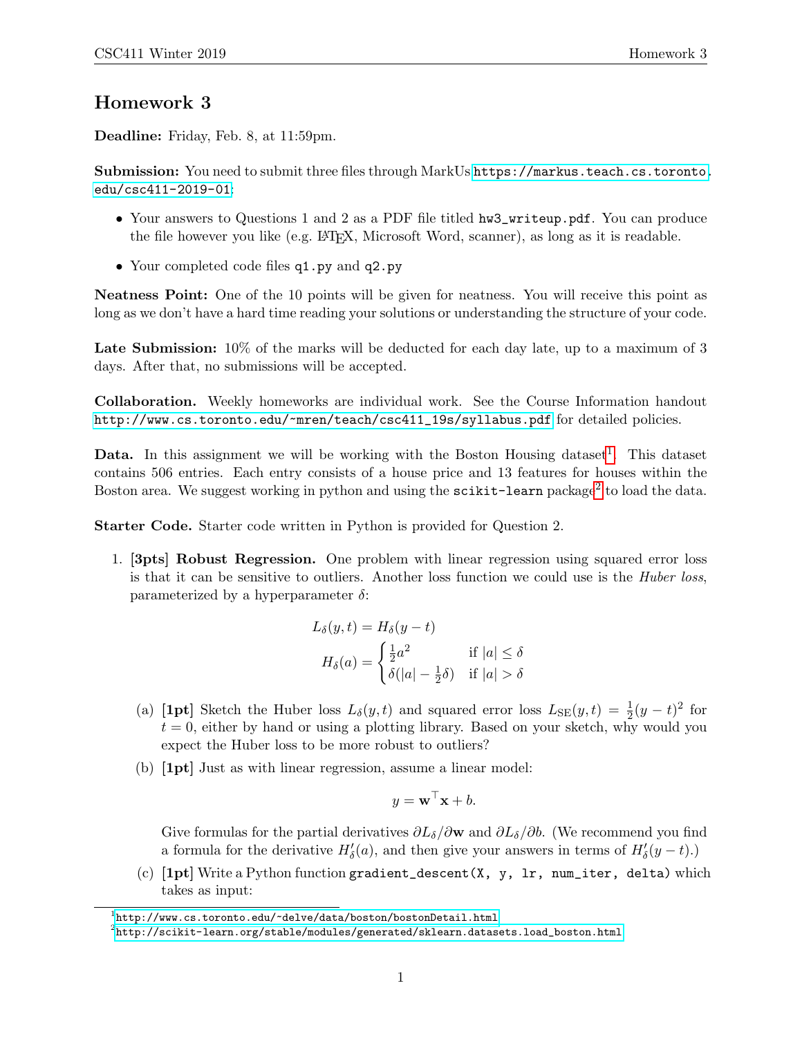# Homework 3

**Deadline:** Friday, Feb. 8, at 11:59pm.

**Submission:** You need to submit three files through MarkUs https://markus.teach.cs.toronto.edu/csc411-2019-01:

- Your answers to Questions 1 and 2 as a PDF file titled `hw3_writeup.pdf`. You can produce the file however you like (e.g. LaTeX, Microsoft Word, scanner), as long as it is readable.
- Your completed code files `q1.py` and `q2.py`

**Neatness Point:** One of the 10 points will be given for neatness. You will receive this point as long as we don't have a hard time reading your solutions or understanding the structure of your code.

**Late Submission:** 10% of the marks will be deducted for each day late, up to a maximum of 3 days. After that, no submissions will be accepted.

**Collaboration.** Weekly homeworks are individual work. See the Course Information handout http://www.cs.toronto.edu/~mren/teach/csc411_19s/syllabus.pdf for detailed policies.

**Data.** In this assignment we will be working with the Boston Housing dataset[1]. This dataset contains 506 entries. Each entry consists of a house price and 13 features for houses within the Boston area. We suggest working in python and using the `scikit-learn` package[2] to load the data.

**Starter Code.** Starter code written in Python is provided for Question 2.

1. **[3pts] Robust Regression.** One problem with linear regression using squared error loss is that it can be sensitive to outliers. Another loss function we could use is the *Huber loss*, parameterized by a hyperparameter $\delta$:

$$L_\delta(y, t) = H_\delta(y - t)$$

$$H_\delta(a) = \begin{cases} \frac{1}{2}a^2 & \text{if } |a| \leq \delta \\ \delta(|a| - \frac{1}{2}\delta) & \text{if } |a| > \delta \end{cases}$$

   (a) **[1pt]** Sketch the Huber loss $L_\delta(y, t)$ and squared error loss $L_{\text{SE}}(y, t) = \frac{1}{2}(y - t)^2$ for $t = 0$, either by hand or using a plotting library. Based on your sketch, why would you expect the Huber loss to be more robust to outliers?

   (b) **[1pt]** Just as with linear regression, assume a linear model:

$$y = \mathbf{w}^\top \mathbf{x} + b.$$

   Give formulas for the partial derivatives $\partial L_\delta / \partial \mathbf{w}$ and $\partial L_\delta / \partial b$. (We recommend you find a formula for the derivative $H'_\delta(a)$, and then give your answers in terms of $H'_\delta(y - t)$.)

   (c) **[1pt]** Write a Python function `gradient_descent(X, y, lr, num_iter, delta)` which takes as input:

---

[1] http://www.cs.toronto.edu/~delve/data/boston/bostonDetail.html

[2] http://scikit-learn.org/stable/modules/generated/sklearn.datasets.load_boston.html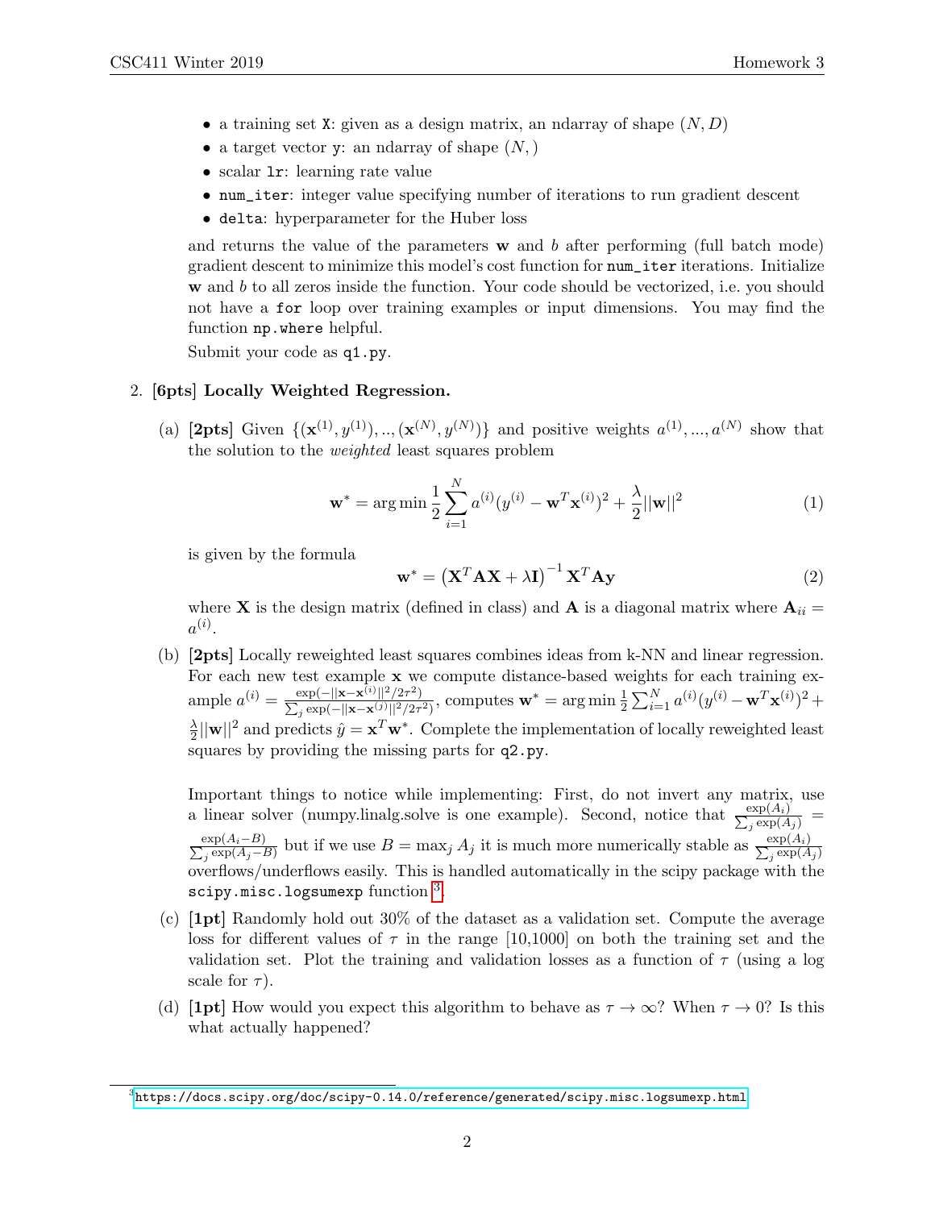- a training set `X`: given as a design matrix, an ndarray of shape $(N, D)$
- a target vector `y`: an ndarray of shape $(N,)$
- scalar `lr`: learning rate value
- `num_iter`: integer value specifying number of iterations to run gradient descent
- `delta`: hyperparameter for the Huber loss

and returns the value of the parameters $\mathbf{w}$ and $b$ after performing (full batch mode) gradient descent to minimize this model's cost function for `num_iter` iterations. Initialize $\mathbf{w}$ and $b$ to all zeros inside the function. Your code should be vectorized, i.e. you should not have a `for` loop over training examples or input dimensions. You may find the function `np.where` helpful.

Submit your code as `q1.py`.

2. **[6pts] Locally Weighted Regression.**

   (a) **[2pts]** Given $\{(\mathbf{x}^{(1)}, y^{(1)}), .., (\mathbf{x}^{(N)}, y^{(N)})\}$ and positive weights $a^{(1)}, ..., a^{(N)}$ show that the solution to the *weighted* least squares problem

   $$\mathbf{w}^* = \arg\min \frac{1}{2}\sum_{i=1}^{N} a^{(i)}(y^{(i)} - \mathbf{w}^T\mathbf{x}^{(i)})^2 + \frac{\lambda}{2}||\mathbf{w}||^2 \tag{1}$$

   is given by the formula

   $$\mathbf{w}^* = \left(\mathbf{X}^T\mathbf{A}\mathbf{X} + \lambda\mathbf{I}\right)^{-1}\mathbf{X}^T\mathbf{A}\mathbf{y} \tag{2}$$

   where $\mathbf{X}$ is the design matrix (defined in class) and $\mathbf{A}$ is a diagonal matrix where $\mathbf{A}_{ii} = a^{(i)}$.

   (b) **[2pts]** Locally reweighted least squares combines ideas from k-NN and linear regression. For each new test example $\mathbf{x}$ we compute distance-based weights for each training example $a^{(i)} = \frac{\exp(-||\mathbf{x}-\mathbf{x}^{(i)}||^2/2\tau^2)}{\sum_j \exp(-||\mathbf{x}-\mathbf{x}^{(j)}||^2/2\tau^2)}$, computes $\mathbf{w}^* = \arg\min \frac{1}{2}\sum_{i=1}^{N} a^{(i)}(y^{(i)} - \mathbf{w}^T\mathbf{x}^{(i)})^2 + \frac{\lambda}{2}||\mathbf{w}||^2$ and predicts $\hat{y} = \mathbf{x}^T\mathbf{w}^*$. Complete the implementation of locally reweighted least squares by providing the missing parts for `q2.py`.

   Important things to notice while implementing: First, do not invert any matrix, use a linear solver (numpy.linalg.solve is one example). Second, notice that $\frac{\exp(A_i)}{\sum_j \exp(A_j)} = \frac{\exp(A_i - B)}{\sum_j \exp(A_j - B)}$ but if we use $B = \max_j A_j$ it is much more numerically stable as $\frac{\exp(A_i)}{\sum_j \exp(A_j)}$ overflows/underflows easily. This is handled automatically in the scipy package with the `scipy.misc.logsumexp` function [3].

   (c) **[1pt]** Randomly hold out 30% of the dataset as a validation set. Compute the average loss for different values of $\tau$ in the range [10,1000] on both the training set and the validation set. Plot the training and validation losses as a function of $\tau$ (using a log scale for $\tau$).

   (d) **[1pt]** How would you expect this algorithm to behave as $\tau \to \infty$? When $\tau \to 0$? Is this what actually happened?

[3] https://docs.scipy.org/doc/scipy-0.14.0/reference/generated/scipy.misc.logsumexp.html